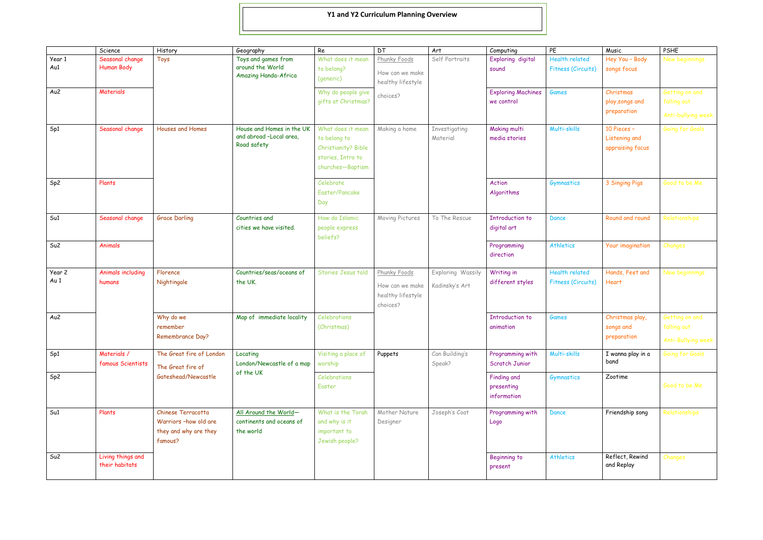# Y1 and Y2 Curriculum Planning Overview

| | Science | History | Geography | Re | DT | Art | Computing | PE | Music | PSHE |
|---|---|---|---|---|---|---|---|---|---|---|
| Year 1 Au1 | Seasonal change Human Body | Toys | Toys and games from around the World Amazing Handa-Africa | What does it mean to belong? (generic) | Phunky Foods How can we make healthy lifestyle choices? | Self Portraits | Exploring digital sound | Health related Fitness (Circuits) | Hey You – Body songs focus | New beginnings |
| Au2 | Materials | | | Why do people give gifts at Christmas? | | | Exploring Machines we control | Games | Christmas play,songs and preparation | Getting on and falling out Anti-bullying week |
| Sp1 | Seasonal change | Houses and Homes | House and Homes in the UK and abroad –Local area, Road safety | What does it mean to belong to Christianity? Bible stories, Intro to churches—Baptism | Making a home | Investigating Material | Making multi media stories | Multi-skills | 10 Pieces – Listening and appraising focus | Going for Goals |
| Sp2 | Plants | | | Celebrate Easter/Pancake Day | | | Action Algorithms | Gymnastics | 3 Singing Pigs | Good to be Me |
| Su1 | Seasonal change | Grace Darling | Countries and cities we have visited. | How do Islamic people express beliefs? | Moving Pictures | To The Rescue | Introduction to digital art | Dance | Round and round | Relationships |
| Su2 | Animals | | | | | | Programming direction | Athletics | Your imagination | Changes |
| Year 2 Au 1 | Animals including humans | Florence Nightingale | Countries/seas/oceans of the UK. | Stories Jesus told | Phunky Foods How can we make healthy lifestyle choices? | Exploring Wassily Kadinsky's Art | Writing in different styles | Health related Fitness (Circuits) | Hands, Feet and Heart | New beginnings |
| Au2 | | Why do we remember Remembrance Day? | Map of immediate locality | Celebrations (Christmas) | | | Introduction to animation | Games | Christmas play, songs and preparation | Getting on and falling out Anti-Bullying week |
| Sp1 | Materials / famous Scientists | The Great fire of London The Great fire of Gateshead/Newcastle | Locating London/Newcastle of a map of the UK | Visiting a place of worship | Puppets | Can Building's Speak? | Programming with Scratch Junior | Multi-skills | I wanna play in a band | Going for Goals |
| Sp2 | | | | Celebrations Easter | | | Finding and presenting information | Gymnastics | Zootime | Good to be Me |
| Su1 | Plants | Chinese Terracotta Warriors –how old are they and why are they famous? | All Around the World—continents and oceans of the world | What is the Torah and why is it important to Jewish people? | Mother Nature Designer | Joseph's Coat | Programming with Logo | Dance | Friendship song | Relationships |
| Su2 | Living things and their habitats | | | | | | Beginning to present | Athletics | Reflect, Rewind and Replay | Changes |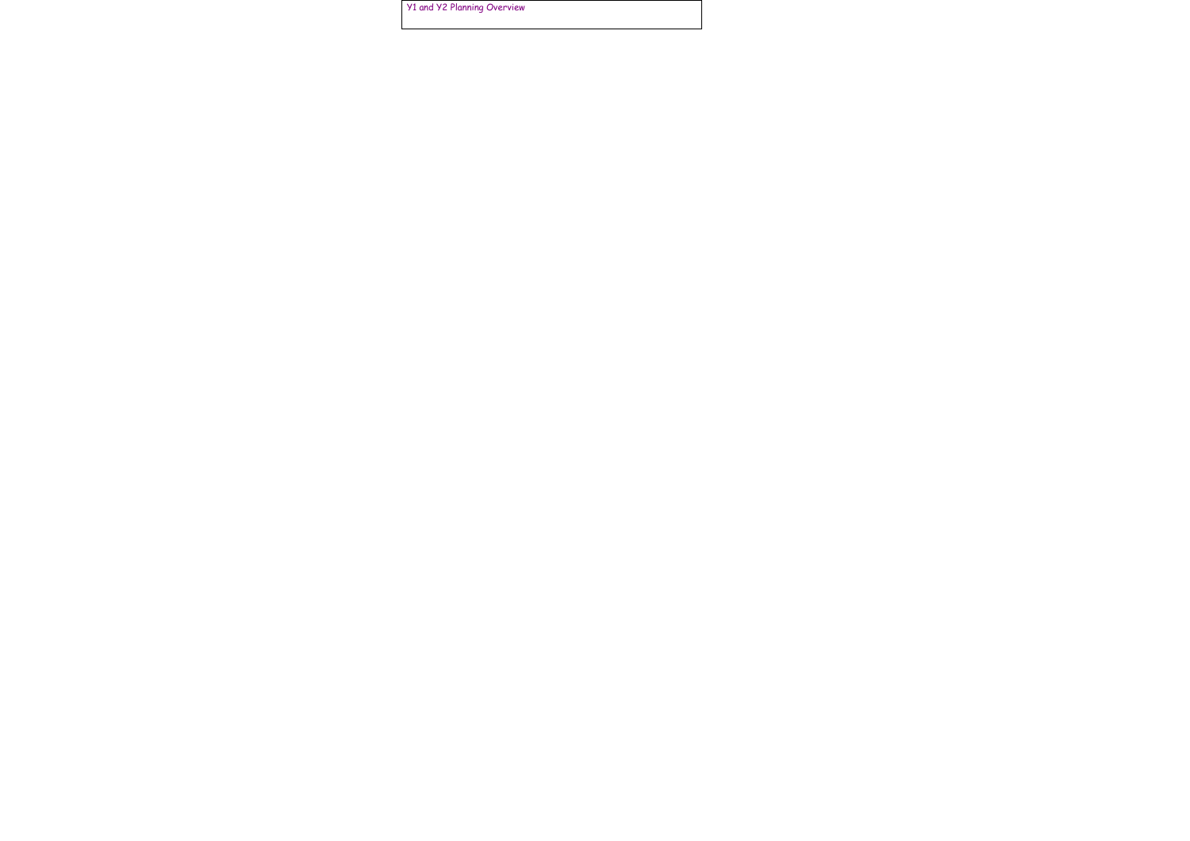Y1 and Y2 Planning Overview